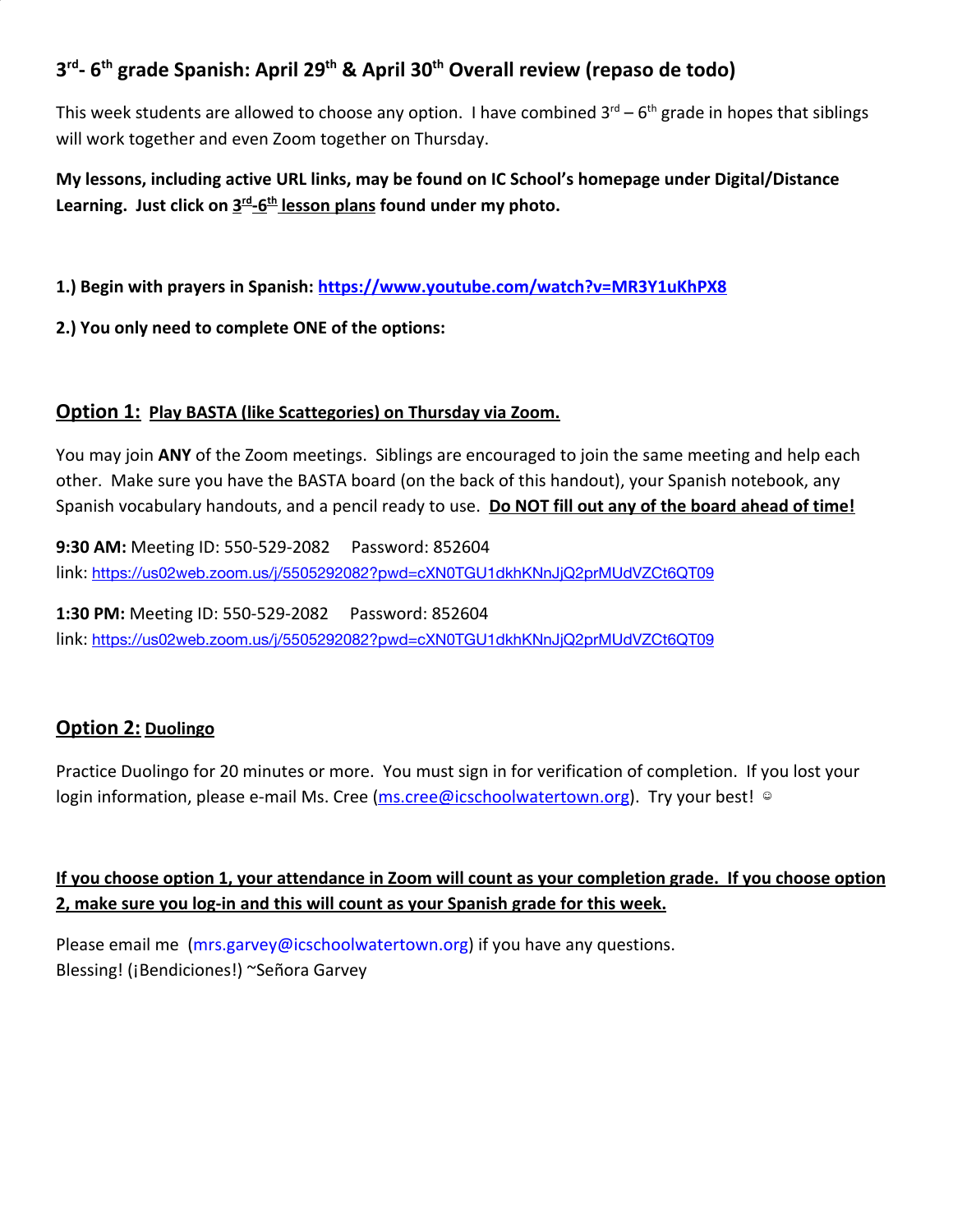## 3rd- 6th grade Spanish: April 29th & April 30th Overall review (repaso de todo)

This week students are allowed to choose any option. I have combined 3rd – 6th grade in hopes that siblings will work together and even Zoom together on Thursday.

**My lessons, including active URL links, may be found on IC School's homepage under Digital/Distance Learning. Just click on <u>3rd-6th lesson plans</u> found under my photo.**

**1.) Begin with prayers in Spanish: https://www.youtube.com/watch?v=MR3Y1uKhPX8**

**2.) You only need to complete ONE of the options:**

### <u>Option 1: Play BASTA (like Scattegories) on Thursday via Zoom.</u>

You may join **ANY** of the Zoom meetings. Siblings are encouraged to join the same meeting and help each other. Make sure you have the BASTA board (on the back of this handout), your Spanish notebook, any Spanish vocabulary handouts, and a pencil ready to use. **<u>Do NOT fill out any of the board ahead of time!</u>**

**9:30 AM:** Meeting ID: 550-529-2082 Password: 852604
link: https://us02web.zoom.us/j/5505292082?pwd=cXN0TGU1dkhKNnJjQ2prMUdVZCt6QT09

**1:30 PM:** Meeting ID: 550-529-2082 Password: 852604
link: https://us02web.zoom.us/j/5505292082?pwd=cXN0TGU1dkhKNnJjQ2prMUdVZCt6QT09

### <u>Option 2: Duolingo</u>

Practice Duolingo for 20 minutes or more. You must sign in for verification of completion. If you lost your login information, please e-mail Ms. Cree (ms.cree@icschoolwatertown.org). Try your best! ☺

**<u>If you choose option 1, your attendance in Zoom will count as your completion grade. If you choose option 2, make sure you log-in and this will count as your Spanish grade for this week.</u>**

Please email me (mrs.garvey@icschoolwatertown.org) if you have any questions.
Blessing! (¡Bendiciones!) ~Señora Garvey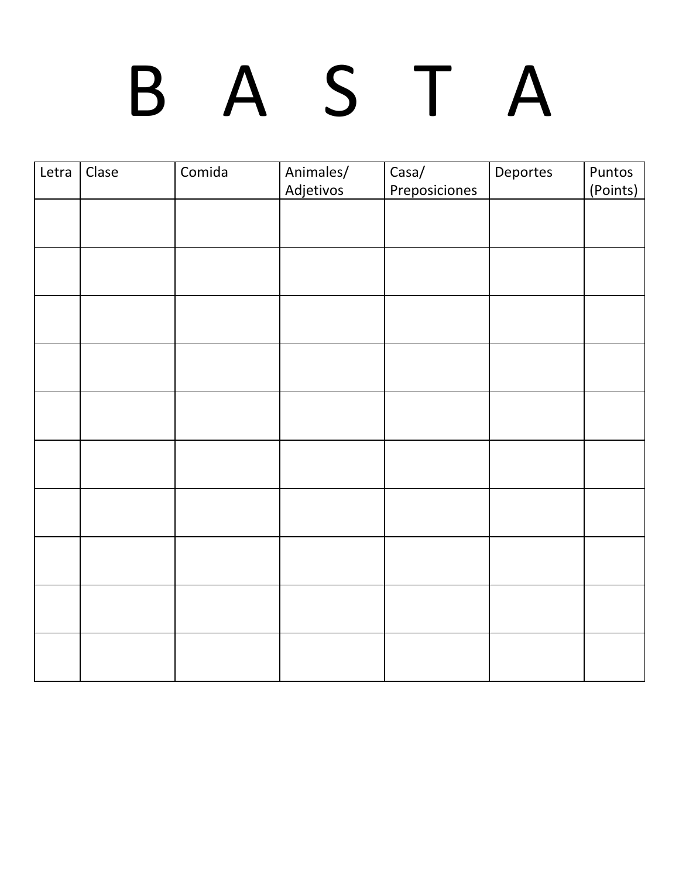# B A S T A

| Letra | Clase | Comida | Animales/ Adjetivos | Casa/ Preposiciones | Deportes | Puntos (Points) |
|---|---|---|---|---|---|---|
| | | | | | | |
| | | | | | | |
| | | | | | | |
| | | | | | | |
| | | | | | | |
| | | | | | | |
| | | | | | | |
| | | | | | | |
| | | | | | | |
| | | | | | | |